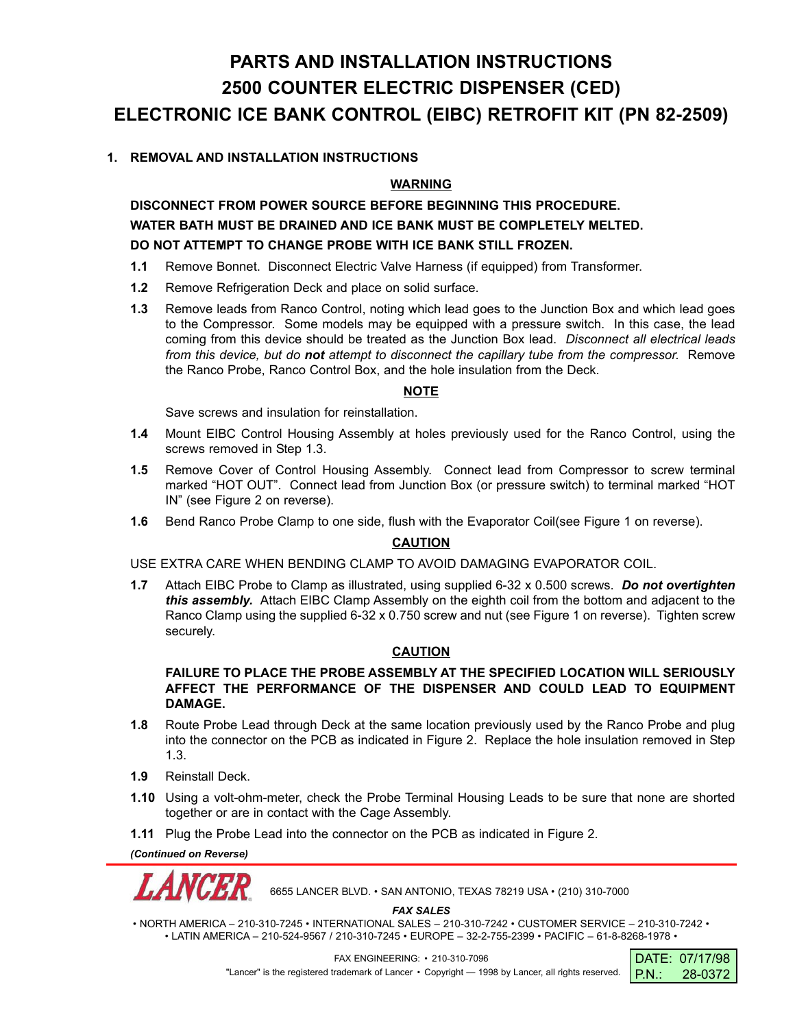# PARTS AND INSTALLATION INSTRUCTIONS 2500 COUNTER ELECTRIC DISPENSER (CED) ELECTRONIC ICE BANK CONTROL (EIBC) RETROFIT KIT (PN 82-2509)

## 1. REMOVAL AND INSTALLATION INSTRUCTIONS

**WARNING**

**DISCONNECT FROM POWER SOURCE BEFORE BEGINNING THIS PROCEDURE.**
**WATER BATH MUST BE DRAINED AND ICE BANK MUST BE COMPLETELY MELTED.**
**DO NOT ATTEMPT TO CHANGE PROBE WITH ICE BANK STILL FROZEN.**

**1.1** Remove Bonnet. Disconnect Electric Valve Harness (if equipped) from Transformer.

**1.2** Remove Refrigeration Deck and place on solid surface.

**1.3** Remove leads from Ranco Control, noting which lead goes to the Junction Box and which lead goes to the Compressor. Some models may be equipped with a pressure switch. In this case, the lead coming from this device should be treated as the Junction Box lead. *Disconnect all electrical leads from this device, but do **not** attempt to disconnect the capillary tube from the compressor.* Remove the Ranco Probe, Ranco Control Box, and the hole insulation from the Deck.

**NOTE**

Save screws and insulation for reinstallation.

**1.4** Mount EIBC Control Housing Assembly at holes previously used for the Ranco Control, using the screws removed in Step 1.3.

**1.5** Remove Cover of Control Housing Assembly. Connect lead from Compressor to screw terminal marked "HOT OUT". Connect lead from Junction Box (or pressure switch) to terminal marked "HOT IN" (see Figure 2 on reverse).

**1.6** Bend Ranco Probe Clamp to one side, flush with the Evaporator Coil(see Figure 1 on reverse).

**CAUTION**

USE EXTRA CARE WHEN BENDING CLAMP TO AVOID DAMAGING EVAPORATOR COIL.

**1.7** Attach EIBC Probe to Clamp as illustrated, using supplied 6-32 x 0.500 screws. ***Do not overtighten this assembly.*** Attach EIBC Clamp Assembly on the eighth coil from the bottom and adjacent to the Ranco Clamp using the supplied 6-32 x 0.750 screw and nut (see Figure 1 on reverse). Tighten screw securely.

**CAUTION**

**FAILURE TO PLACE THE PROBE ASSEMBLY AT THE SPECIFIED LOCATION WILL SERIOUSLY AFFECT THE PERFORMANCE OF THE DISPENSER AND COULD LEAD TO EQUIPMENT DAMAGE.**

**1.8** Route Probe Lead through Deck at the same location previously used by the Ranco Probe and plug into the connector on the PCB as indicated in Figure 2. Replace the hole insulation removed in Step 1.3.

**1.9** Reinstall Deck.

**1.10** Using a volt-ohm-meter, check the Probe Terminal Housing Leads to be sure that none are shorted together or are in contact with the Cage Assembly.

**1.11** Plug the Probe Lead into the connector on the PCB as indicated in Figure 2.

***(Continued on Reverse)***

LANCER 6655 LANCER BLVD. • SAN ANTONIO, TEXAS 78219 USA • (210) 310-7000

***FAX SALES***

• NORTH AMERICA – 210-310-7245 • INTERNATIONAL SALES – 210-310-7242 • CUSTOMER SERVICE – 210-310-7242 •
• LATIN AMERICA – 210-524-9567 / 210-310-7245 • EUROPE – 32-2-755-2399 • PACIFIC – 61-8-8268-1978 •

FAX ENGINEERING: • 210-310-7096

"Lancer" is the registered trademark of Lancer • Copyright — 1998 by Lancer, all rights reserved.

DATE: 07/17/98
P.N.: 28-0372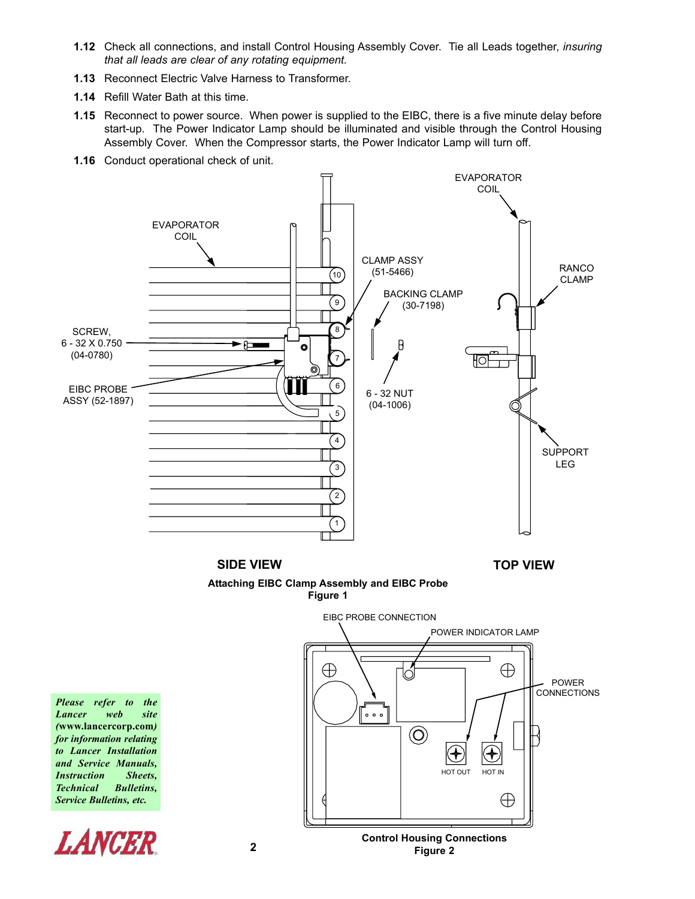**1.12** Check all connections, and install Control Housing Assembly Cover. Tie all Leads together, *insuring that all leads are clear of any rotating equipment.*

**1.13** Reconnect Electric Valve Harness to Transformer.

**1.14** Refill Water Bath at this time.

**1.15** Reconnect to power source. When power is supplied to the EIBC, there is a five minute delay before start-up. The Power Indicator Lamp should be illuminated and visible through the Control Housing Assembly Cover. When the Compressor starts, the Power Indicator Lamp will turn off.

**1.16** Conduct operational check of unit.

EVAPORATOR COIL
SCREW, 6 - 32 X 0.750 (04-0780)
EIBC PROBE ASSY (52-1897)
CLAMP ASSY (51-5466)
BACKING CLAMP (30-7198)
6 - 32 NUT (04-1006)
EVAPORATOR COIL
RANCO CLAMP
SUPPORT LEG
10
9
8
7
6
5
4
3
2
1

**SIDE VIEW** **TOP VIEW**

**Attaching EIBC Clamp Assembly and EIBC Probe**
**Figure 1**

EIBC PROBE CONNECTION
POWER INDICATOR LAMP
POWER CONNECTIONS
HOT OUT
HOT IN

**Control Housing Connections**
**Figure 2**

***Please refer to the Lancer web site (www.lancercorp.com) for information relating to Lancer Installation and Service Manuals, Instruction Sheets, Technical Bulletins, Service Bulletins, etc.***

LANCER